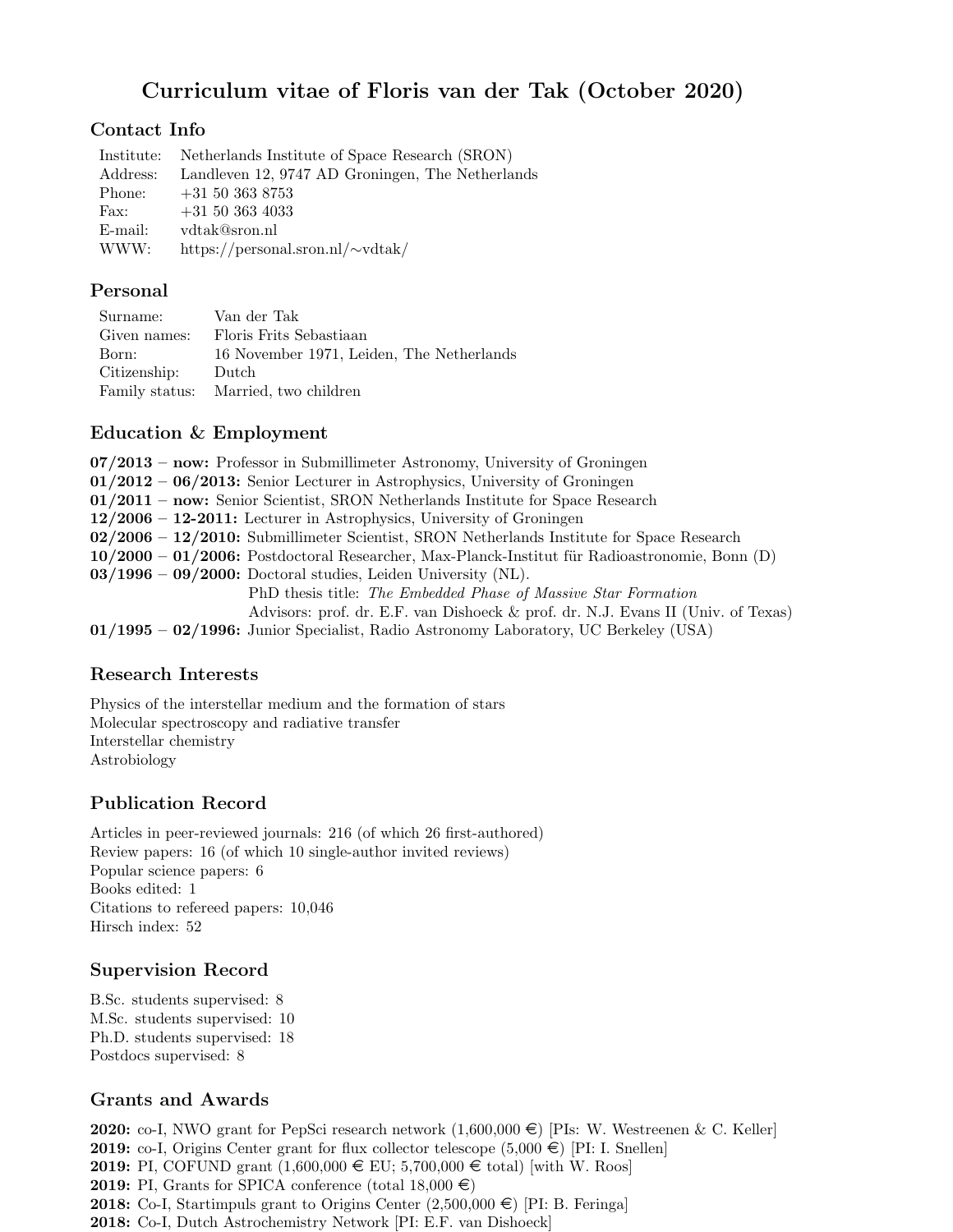# Curriculum vitae of Floris van der Tak (October 2020)

## Contact Info

| | |
|---|---|
| Institute: | Netherlands Institute of Space Research (SRON) |
| Address: | Landleven 12, 9747 AD Groningen, The Netherlands |
| Phone: | +31 50 363 8753 |
| Fax: | +31 50 363 4033 |
| E-mail: | vdtak@sron.nl |
| WWW: | https://personal.sron.nl/~vdtak/ |

## Personal

| | |
|---|---|
| Surname: | Van der Tak |
| Given names: | Floris Frits Sebastiaan |
| Born: | 16 November 1971, Leiden, The Netherlands |
| Citizenship: | Dutch |
| Family status: | Married, two children |

## Education & Employment

**07/2013 – now:** Professor in Submillimeter Astronomy, University of Groningen
**01/2012 – 06/2013:** Senior Lecturer in Astrophysics, University of Groningen
**01/2011 – now:** Senior Scientist, SRON Netherlands Institute for Space Research
**12/2006 – 12-2011:** Lecturer in Astrophysics, University of Groningen
**02/2006 – 12/2010:** Submillimeter Scientist, SRON Netherlands Institute for Space Research
**10/2000 – 01/2006:** Postdoctoral Researcher, Max-Planck-Institut für Radioastronomie, Bonn (D)
**03/1996 – 09/2000:** Doctoral studies, Leiden University (NL).
PhD thesis title: *The Embedded Phase of Massive Star Formation*
Advisors: prof. dr. E.F. van Dishoeck & prof. dr. N.J. Evans II (Univ. of Texas)
**01/1995 – 02/1996:** Junior Specialist, Radio Astronomy Laboratory, UC Berkeley (USA)

## Research Interests

Physics of the interstellar medium and the formation of stars
Molecular spectroscopy and radiative transfer
Interstellar chemistry
Astrobiology

## Publication Record

Articles in peer-reviewed journals: 216 (of which 26 first-authored)
Review papers: 16 (of which 10 single-author invited reviews)
Popular science papers: 6
Books edited: 1
Citations to refereed papers: 10,046
Hirsch index: 52

## Supervision Record

B.Sc. students supervised: 8
M.Sc. students supervised: 10
Ph.D. students supervised: 18
Postdocs supervised: 8

## Grants and Awards

**2020:** co-I, NWO grant for PepSci research network (1,600,000 €) [PIs: W. Westreenen & C. Keller]
**2019:** co-I, Origins Center grant for flux collector telescope (5,000 €) [PI: I. Snellen]
**2019:** PI, COFUND grant (1,600,000 € EU; 5,700,000 € total) [with W. Roos]
**2019:** PI, Grants for SPICA conference (total 18,000 €)
**2018:** Co-I, Startimpuls grant to Origins Center (2,500,000 €) [PI: B. Feringa]
**2018:** Co-I, Dutch Astrochemistry Network [PI: E.F. van Dishoeck]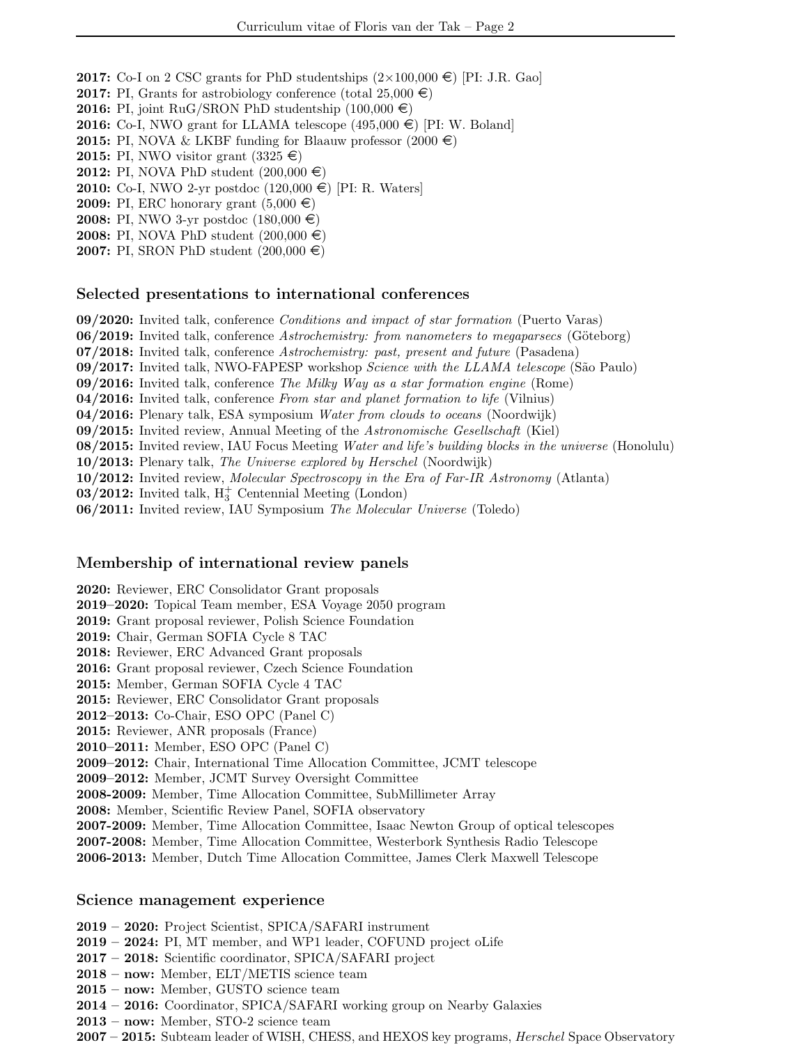**2017:** Co-I on 2 CSC grants for PhD studentships (2×100,000 €) [PI: J.R. Gao]
**2017:** PI, Grants for astrobiology conference (total 25,000 €)
**2016:** PI, joint RuG/SRON PhD studentship (100,000 €)
**2016:** Co-I, NWO grant for LLAMA telescope (495,000 €) [PI: W. Boland]
**2015:** PI, NOVA & LKBF funding for Blaauw professor (2000 €)
**2015:** PI, NWO visitor grant (3325 €)
**2012:** PI, NOVA PhD student (200,000 €)
**2010:** Co-I, NWO 2-yr postdoc (120,000 €) [PI: R. Waters]
**2009:** PI, ERC honorary grant (5,000 €)
**2008:** PI, NWO 3-yr postdoc (180,000 €)
**2008:** PI, NOVA PhD student (200,000 €)
**2007:** PI, SRON PhD student (200,000 €)

## Selected presentations to international conferences

**09/2020:** Invited talk, conference *Conditions and impact of star formation* (Puerto Varas)
**06/2019:** Invited talk, conference *Astrochemistry: from nanometers to megaparsecs* (Göteborg)
**07/2018:** Invited talk, conference *Astrochemistry: past, present and future* (Pasadena)
**09/2017:** Invited talk, NWO-FAPESP workshop *Science with the LLAMA telescope* (São Paulo)
**09/2016:** Invited talk, conference *The Milky Way as a star formation engine* (Rome)
**04/2016:** Invited talk, conference *From star and planet formation to life* (Vilnius)
**04/2016:** Plenary talk, ESA symposium *Water from clouds to oceans* (Noordwijk)
**09/2015:** Invited review, Annual Meeting of the *Astronomische Gesellschaft* (Kiel)
**08/2015:** Invited review, IAU Focus Meeting *Water and life's building blocks in the universe* (Honolulu)
**10/2013:** Plenary talk, *The Universe explored by Herschel* (Noordwijk)
**10/2012:** Invited review, *Molecular Spectroscopy in the Era of Far-IR Astronomy* (Atlanta)
**03/2012:** Invited talk, $H_3^+$ Centennial Meeting (London)
**06/2011:** Invited review, IAU Symposium *The Molecular Universe* (Toledo)

## Membership of international review panels

**2020:** Reviewer, ERC Consolidator Grant proposals
**2019–2020:** Topical Team member, ESA Voyage 2050 program
**2019:** Grant proposal reviewer, Polish Science Foundation
**2019:** Chair, German SOFIA Cycle 8 TAC
**2018:** Reviewer, ERC Advanced Grant proposals
**2016:** Grant proposal reviewer, Czech Science Foundation
**2015:** Member, German SOFIA Cycle 4 TAC
**2015:** Reviewer, ERC Consolidator Grant proposals
**2012–2013:** Co-Chair, ESO OPC (Panel C)
**2015:** Reviewer, ANR proposals (France)
**2010–2011:** Member, ESO OPC (Panel C)
**2009–2012:** Chair, International Time Allocation Committee, JCMT telescope
**2009–2012:** Member, JCMT Survey Oversight Committee
**2008-2009:** Member, Time Allocation Committee, SubMillimeter Array
**2008:** Member, Scientific Review Panel, SOFIA observatory
**2007-2009:** Member, Time Allocation Committee, Isaac Newton Group of optical telescopes
**2007-2008:** Member, Time Allocation Committee, Westerbork Synthesis Radio Telescope
**2006-2013:** Member, Dutch Time Allocation Committee, James Clerk Maxwell Telescope

## Science management experience

**2019 – 2020:** Project Scientist, SPICA/SAFARI instrument
**2019 – 2024:** PI, MT member, and WP1 leader, COFUND project oLife
**2017 – 2018:** Scientific coordinator, SPICA/SAFARI project
**2018 – now:** Member, ELT/METIS science team
**2015 – now:** Member, GUSTO science team
**2014 – 2016:** Coordinator, SPICA/SAFARI working group on Nearby Galaxies
**2013 – now:** Member, STO-2 science team
**2007 – 2015:** Subteam leader of WISH, CHESS, and HEXOS key programs, *Herschel* Space Observatory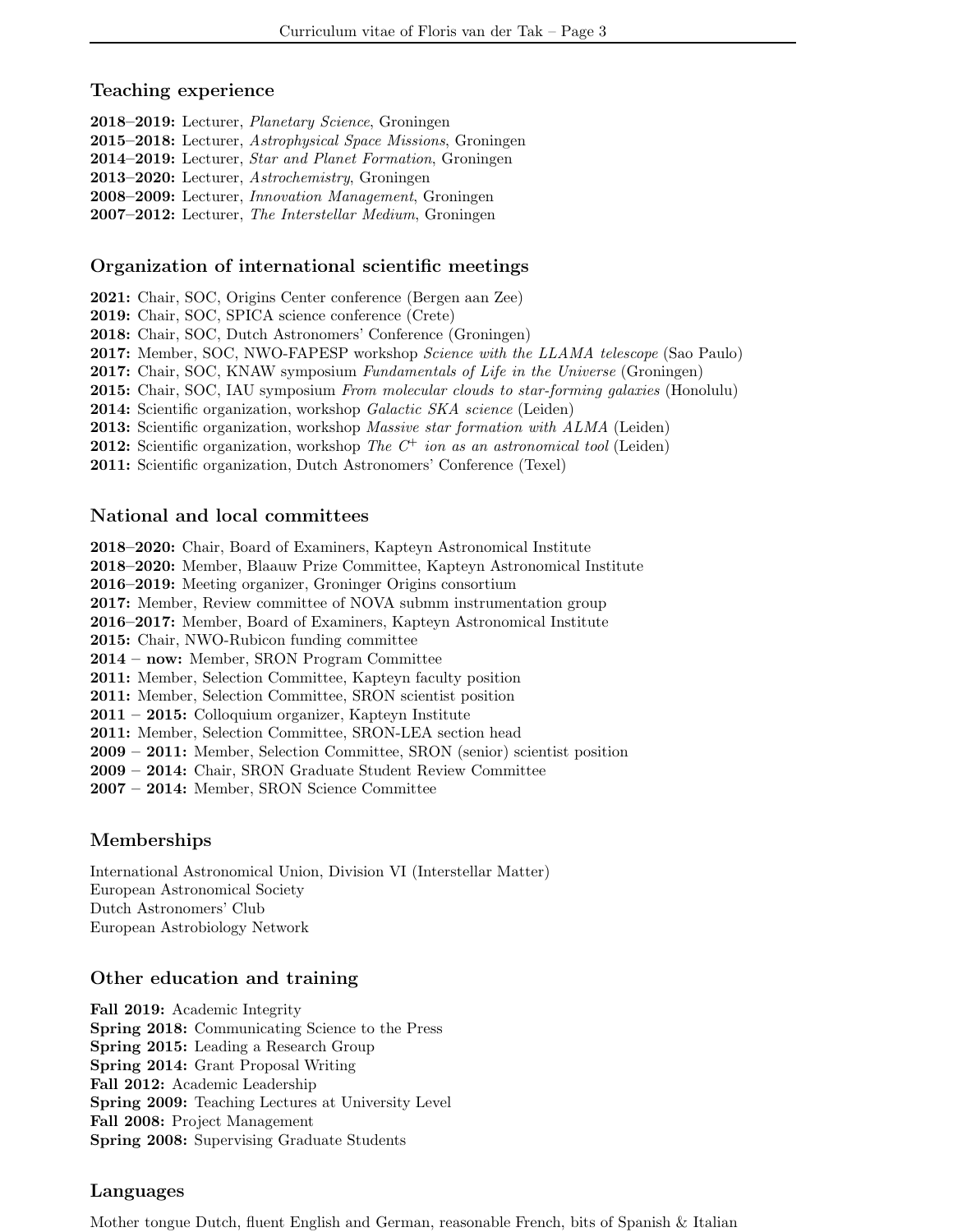### Teaching experience

**2018–2019:** Lecturer, *Planetary Science*, Groningen
**2015–2018:** Lecturer, *Astrophysical Space Missions*, Groningen
**2014–2019:** Lecturer, *Star and Planet Formation*, Groningen
**2013–2020:** Lecturer, *Astrochemistry*, Groningen
**2008–2009:** Lecturer, *Innovation Management*, Groningen
**2007–2012:** Lecturer, *The Interstellar Medium*, Groningen

### Organization of international scientific meetings

**2021:** Chair, SOC, Origins Center conference (Bergen aan Zee)
**2019:** Chair, SOC, SPICA science conference (Crete)
**2018:** Chair, SOC, Dutch Astronomers' Conference (Groningen)
**2017:** Member, SOC, NWO-FAPESP workshop *Science with the LLAMA telescope* (Sao Paulo)
**2017:** Chair, SOC, KNAW symposium *Fundamentals of Life in the Universe* (Groningen)
**2015:** Chair, SOC, IAU symposium *From molecular clouds to star-forming galaxies* (Honolulu)
**2014:** Scientific organization, workshop *Galactic SKA science* (Leiden)
**2013:** Scientific organization, workshop *Massive star formation with ALMA* (Leiden)
**2012:** Scientific organization, workshop *The $C^+$ ion as an astronomical tool* (Leiden)
**2011:** Scientific organization, Dutch Astronomers' Conference (Texel)

### National and local committees

**2018–2020:** Chair, Board of Examiners, Kapteyn Astronomical Institute
**2018–2020:** Member, Blaauw Prize Committee, Kapteyn Astronomical Institute
**2016–2019:** Meeting organizer, Groninger Origins consortium
**2017:** Member, Review committee of NOVA submm instrumentation group
**2016–2017:** Member, Board of Examiners, Kapteyn Astronomical Institute
**2015:** Chair, NWO-Rubicon funding committee
**2014 – now:** Member, SRON Program Committee
**2011:** Member, Selection Committee, Kapteyn faculty position
**2011:** Member, Selection Committee, SRON scientist position
**2011 – 2015:** Colloquium organizer, Kapteyn Institute
**2011:** Member, Selection Committee, SRON-LEA section head
**2009 – 2011:** Member, Selection Committee, SRON (senior) scientist position
**2009 – 2014:** Chair, SRON Graduate Student Review Committee
**2007 – 2014:** Member, SRON Science Committee

### Memberships

International Astronomical Union, Division VI (Interstellar Matter)
European Astronomical Society
Dutch Astronomers' Club
European Astrobiology Network

### Other education and training

**Fall 2019:** Academic Integrity
**Spring 2018:** Communicating Science to the Press
**Spring 2015:** Leading a Research Group
**Spring 2014:** Grant Proposal Writing
**Fall 2012:** Academic Leadership
**Spring 2009:** Teaching Lectures at University Level
**Fall 2008:** Project Management
**Spring 2008:** Supervising Graduate Students

### Languages

Mother tongue Dutch, fluent English and German, reasonable French, bits of Spanish & Italian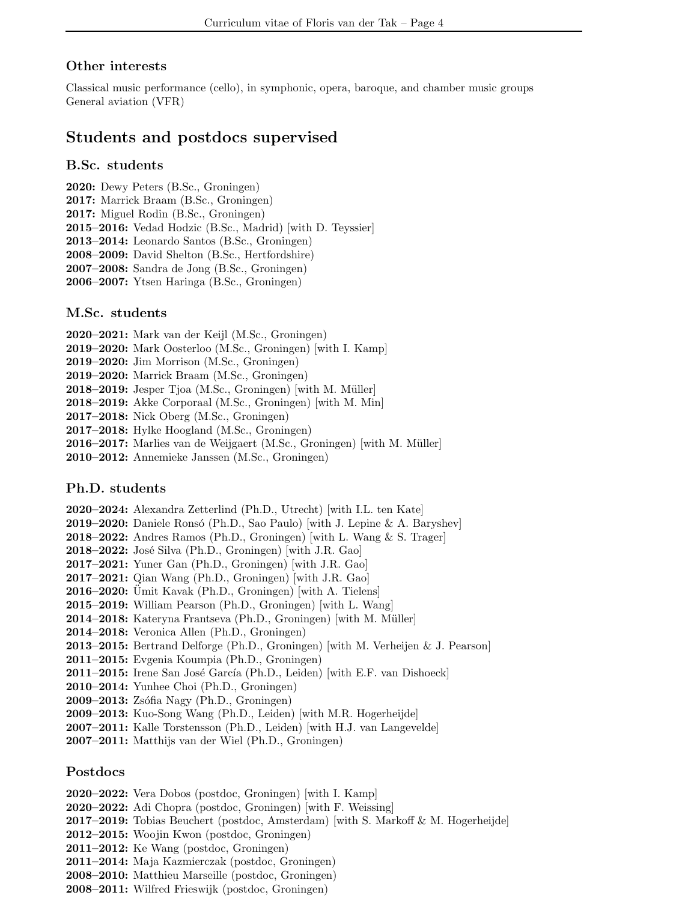### Other interests

Classical music performance (cello), in symphonic, opera, baroque, and chamber music groups
General aviation (VFR)

## Students and postdocs supervised

### B.Sc. students

**2020:** Dewy Peters (B.Sc., Groningen)
**2017:** Marrick Braam (B.Sc., Groningen)
**2017:** Miguel Rodin (B.Sc., Groningen)
**2015–2016:** Vedad Hodzic (B.Sc., Madrid) [with D. Teyssier]
**2013–2014:** Leonardo Santos (B.Sc., Groningen)
**2008–2009:** David Shelton (B.Sc., Hertfordshire)
**2007–2008:** Sandra de Jong (B.Sc., Groningen)
**2006–2007:** Ytsen Haringa (B.Sc., Groningen)

### M.Sc. students

**2020–2021:** Mark van der Keijl (M.Sc., Groningen)
**2019–2020:** Mark Oosterloo (M.Sc., Groningen) [with I. Kamp]
**2019–2020:** Jim Morrison (M.Sc., Groningen)
**2019–2020:** Marrick Braam (M.Sc., Groningen)
**2018–2019:** Jesper Tjoa (M.Sc., Groningen) [with M. Müller]
**2018–2019:** Akke Corporaal (M.Sc., Groningen) [with M. Min]
**2017–2018:** Nick Oberg (M.Sc., Groningen)
**2017–2018:** Hylke Hoogland (M.Sc., Groningen)
**2016–2017:** Marlies van de Weijgaert (M.Sc., Groningen) [with M. Müller]
**2010–2012:** Annemieke Janssen (M.Sc., Groningen)

### Ph.D. students

**2020–2024:** Alexandra Zetterlind (Ph.D., Utrecht) [with I.L. ten Kate]
**2019–2020:** Daniele Ronsó (Ph.D., Sao Paulo) [with J. Lepine & A. Baryshev]
**2018–2022:** Andres Ramos (Ph.D., Groningen) [with L. Wang & S. Trager]
**2018–2022:** José Silva (Ph.D., Groningen) [with J.R. Gao]
**2017–2021:** Yuner Gan (Ph.D., Groningen) [with J.R. Gao]
**2017–2021:** Qian Wang (Ph.D., Groningen) [with J.R. Gao]
**2016–2020:** Ümit Kavak (Ph.D., Groningen) [with A. Tielens]
**2015–2019:** William Pearson (Ph.D., Groningen) [with L. Wang]
**2014–2018:** Kateryna Frantseva (Ph.D., Groningen) [with M. Müller]
**2014–2018:** Veronica Allen (Ph.D., Groningen)
**2013–2015:** Bertrand Delforge (Ph.D., Groningen) [with M. Verheijen & J. Pearson]
**2011–2015:** Evgenia Koumpia (Ph.D., Groningen)
**2011–2015:** Irene San José García (Ph.D., Leiden) [with E.F. van Dishoeck]
**2010–2014:** Yunhee Choi (Ph.D., Groningen)
**2009–2013:** Zsófia Nagy (Ph.D., Groningen)
**2009–2013:** Kuo-Song Wang (Ph.D., Leiden) [with M.R. Hogerheijde]
**2007–2011:** Kalle Torstensson (Ph.D., Leiden) [with H.J. van Langevelde]
**2007–2011:** Matthijs van der Wiel (Ph.D., Groningen)

### Postdocs

**2020–2022:** Vera Dobos (postdoc, Groningen) [with I. Kamp]
**2020–2022:** Adi Chopra (postdoc, Groningen) [with F. Weissing]
**2017–2019:** Tobias Beuchert (postdoc, Amsterdam) [with S. Markoff & M. Hogerheijde]
**2012–2015:** Woojin Kwon (postdoc, Groningen)
**2011–2012:** Ke Wang (postdoc, Groningen)
**2011–2014:** Maja Kazmierczak (postdoc, Groningen)
**2008–2010:** Matthieu Marseille (postdoc, Groningen)
**2008–2011:** Wilfred Frieswijk (postdoc, Groningen)